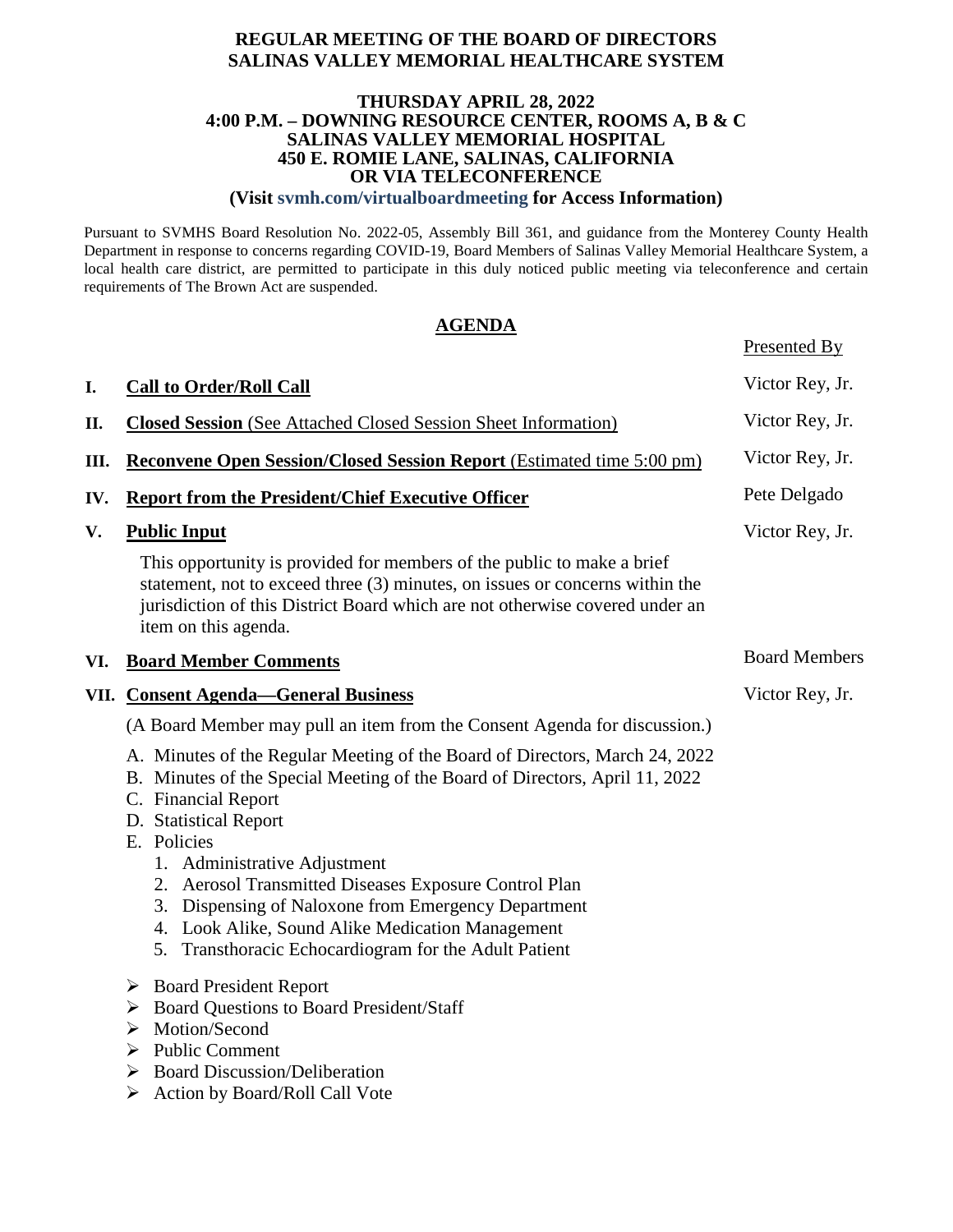**REGULAR MEETING OF THE BOARD OF DIRECTORS**
**SALINAS VALLEY MEMORIAL HEALTHCARE SYSTEM**

**THURSDAY APRIL 28, 2022**
**4:00 P.M. – DOWNING RESOURCE CENTER, ROOMS A, B & C**
**SALINAS VALLEY MEMORIAL HOSPITAL**
**450 E. ROMIE LANE, SALINAS, CALIFORNIA**
**OR VIA TELECONFERENCE**
**(Visit svmh.com/virtualboardmeeting for Access Information)**

Pursuant to SVMHS Board Resolution No. 2022-05, Assembly Bill 361, and guidance from the Monterey County Health Department in response to concerns regarding COVID-19, Board Members of Salinas Valley Memorial Healthcare System, a local health care district, are permitted to participate in this duly noticed public meeting via teleconference and certain requirements of The Brown Act are suspended.

## AGENDA

| | Agenda Item | Presented By |
|---|---|---|
| **I.** | **Call to Order/Roll Call** | Victor Rey, Jr. |
| **II.** | **Closed Session** (See Attached Closed Session Sheet Information) | Victor Rey, Jr. |
| **III.** | **Reconvene Open Session/Closed Session Report** (Estimated time 5:00 pm) | Victor Rey, Jr. |
| **IV.** | **Report from the President/Chief Executive Officer** | Pete Delgado |
| **V.** | **Public Input** | Victor Rey, Jr. |

This opportunity is provided for members of the public to make a brief statement, not to exceed three (3) minutes, on issues or concerns within the jurisdiction of this District Board which are not otherwise covered under an item on this agenda.

| | Agenda Item | Presented By |
|---|---|---|
| **VI.** | **Board Member Comments** | Board Members |
| **VII.** | **Consent Agenda—General Business** | Victor Rey, Jr. |

(A Board Member may pull an item from the Consent Agenda for discussion.)

A. Minutes of the Regular Meeting of the Board of Directors, March 24, 2022
B. Minutes of the Special Meeting of the Board of Directors, April 11, 2022
C. Financial Report
D. Statistical Report
E. Policies
   1. Administrative Adjustment
   2. Aerosol Transmitted Diseases Exposure Control Plan
   3. Dispensing of Naloxone from Emergency Department
   4. Look Alike, Sound Alike Medication Management
   5. Transthoracic Echocardiogram for the Adult Patient

- Board President Report
- Board Questions to Board President/Staff
- Motion/Second
- Public Comment
- Board Discussion/Deliberation
- Action by Board/Roll Call Vote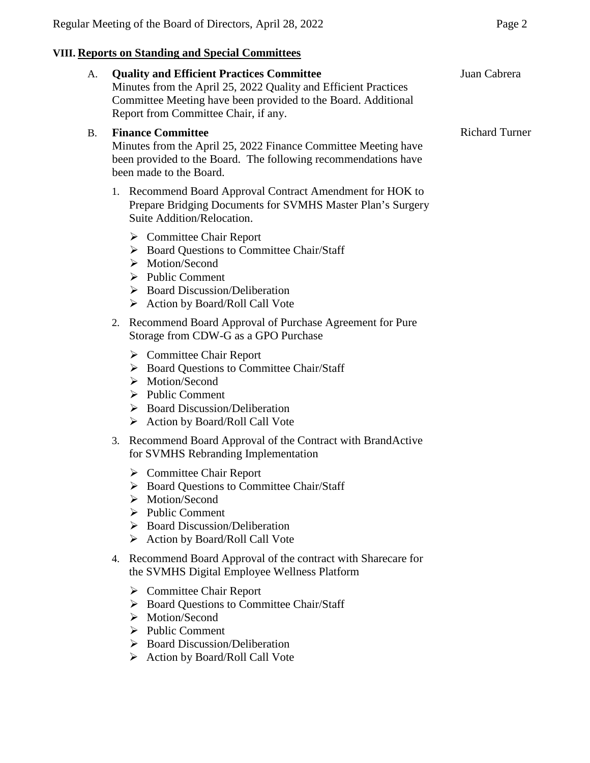## VIII. Reports on Standing and Special Committees

A. **Quality and Efficient Practices Committee** — Juan Cabrera

Minutes from the April 25, 2022 Quality and Efficient Practices Committee Meeting have been provided to the Board. Additional Report from Committee Chair, if any.

B. **Finance Committee** — Richard Turner

Minutes from the April 25, 2022 Finance Committee Meeting have been provided to the Board. The following recommendations have been made to the Board.

1. Recommend Board Approval Contract Amendment for HOK to Prepare Bridging Documents for SVMHS Master Plan's Surgery Suite Addition/Relocation.
   - ➢ Committee Chair Report
   - ➢ Board Questions to Committee Chair/Staff
   - ➢ Motion/Second
   - ➢ Public Comment
   - ➢ Board Discussion/Deliberation
   - ➢ Action by Board/Roll Call Vote

2. Recommend Board Approval of Purchase Agreement for Pure Storage from CDW-G as a GPO Purchase
   - ➢ Committee Chair Report
   - ➢ Board Questions to Committee Chair/Staff
   - ➢ Motion/Second
   - ➢ Public Comment
   - ➢ Board Discussion/Deliberation
   - ➢ Action by Board/Roll Call Vote

3. Recommend Board Approval of the Contract with BrandActive for SVMHS Rebranding Implementation
   - ➢ Committee Chair Report
   - ➢ Board Questions to Committee Chair/Staff
   - ➢ Motion/Second
   - ➢ Public Comment
   - ➢ Board Discussion/Deliberation
   - ➢ Action by Board/Roll Call Vote

4. Recommend Board Approval of the contract with Sharecare for the SVMHS Digital Employee Wellness Platform
   - ➢ Committee Chair Report
   - ➢ Board Questions to Committee Chair/Staff
   - ➢ Motion/Second
   - ➢ Public Comment
   - ➢ Board Discussion/Deliberation
   - ➢ Action by Board/Roll Call Vote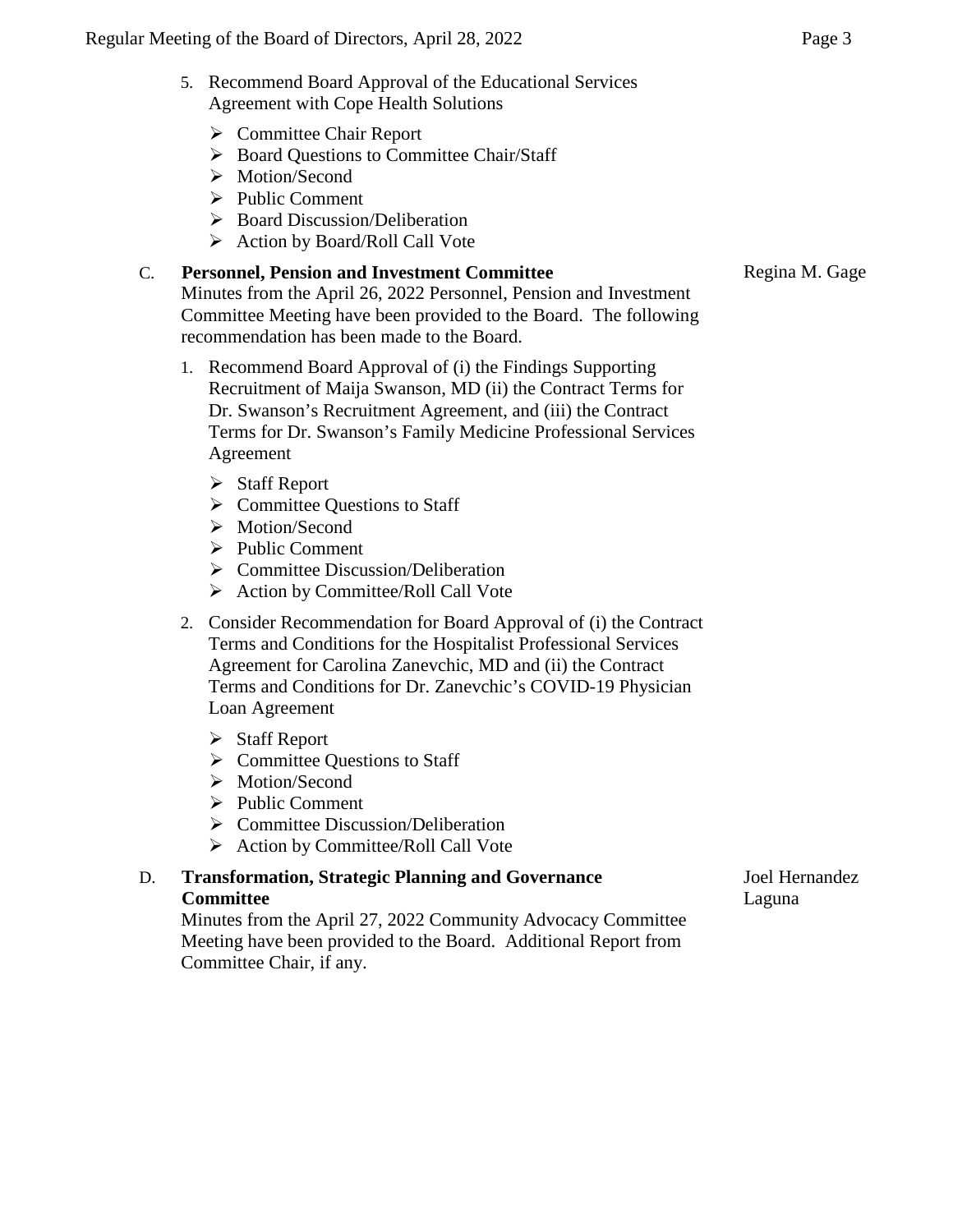5. Recommend Board Approval of the Educational Services Agreement with Cope Health Solutions

   - Committee Chair Report
   - Board Questions to Committee Chair/Staff
   - Motion/Second
   - Public Comment
   - Board Discussion/Deliberation
   - Action by Board/Roll Call Vote

C. **Personnel, Pension and Investment Committee** — Regina M. Gage

Minutes from the April 26, 2022 Personnel, Pension and Investment Committee Meeting have been provided to the Board. The following recommendation has been made to the Board.

1. Recommend Board Approval of (i) the Findings Supporting Recruitment of Maija Swanson, MD (ii) the Contract Terms for Dr. Swanson's Recruitment Agreement, and (iii) the Contract Terms for Dr. Swanson's Family Medicine Professional Services Agreement

   - Staff Report
   - Committee Questions to Staff
   - Motion/Second
   - Public Comment
   - Committee Discussion/Deliberation
   - Action by Committee/Roll Call Vote

2. Consider Recommendation for Board Approval of (i) the Contract Terms and Conditions for the Hospitalist Professional Services Agreement for Carolina Zanevchic, MD and (ii) the Contract Terms and Conditions for Dr. Zanevchic's COVID-19 Physician Loan Agreement

   - Staff Report
   - Committee Questions to Staff
   - Motion/Second
   - Public Comment
   - Committee Discussion/Deliberation
   - Action by Committee/Roll Call Vote

D. **Transformation, Strategic Planning and Governance Committee** — Joel Hernandez Laguna

Minutes from the April 27, 2022 Community Advocacy Committee Meeting have been provided to the Board. Additional Report from Committee Chair, if any.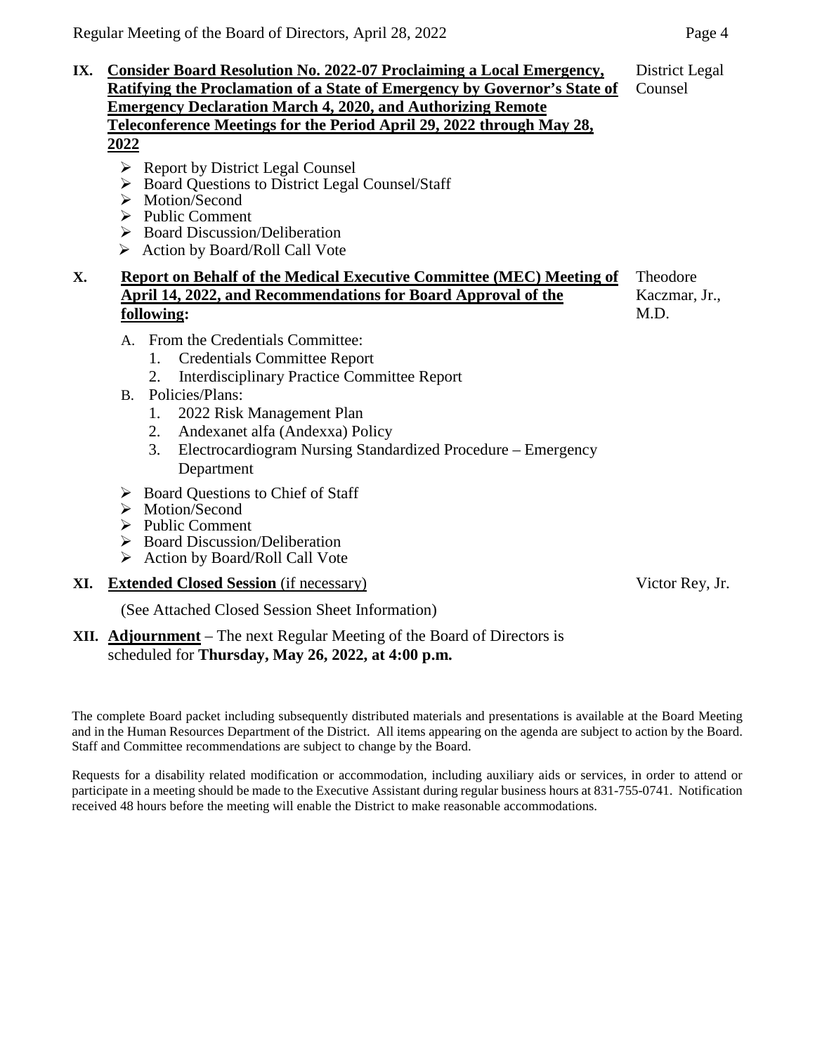**IX. Consider Board Resolution No. 2022-07 Proclaiming a Local Emergency, Ratifying the Proclamation of a State of Emergency by Governor's State of Emergency Declaration March 4, 2020, and Authorizing Remote Teleconference Meetings for the Period April 29, 2022 through May 28, 2022** — District Legal Counsel

- ➢ Report by District Legal Counsel
- ➢ Board Questions to District Legal Counsel/Staff
- ➢ Motion/Second
- ➢ Public Comment
- ➢ Board Discussion/Deliberation
- ➢ Action by Board/Roll Call Vote

**X. Report on Behalf of the Medical Executive Committee (MEC) Meeting of April 14, 2022, and Recommendations for Board Approval of the following:** — Theodore Kaczmar, Jr., M.D.

A. From the Credentials Committee:
   1. Credentials Committee Report
   2. Interdisciplinary Practice Committee Report

B. Policies/Plans:
   1. 2022 Risk Management Plan
   2. Andexanet alfa (Andexxa) Policy
   3. Electrocardiogram Nursing Standardized Procedure – Emergency Department

- ➢ Board Questions to Chief of Staff
- ➢ Motion/Second
- ➢ Public Comment
- ➢ Board Discussion/Deliberation
- ➢ Action by Board/Roll Call Vote

**XI. Extended Closed Session** (if necessary) — Victor Rey, Jr.

(See Attached Closed Session Sheet Information)

**XII. Adjournment** – The next Regular Meeting of the Board of Directors is scheduled for **Thursday, May 26, 2022, at 4:00 p.m.**

The complete Board packet including subsequently distributed materials and presentations is available at the Board Meeting and in the Human Resources Department of the District. All items appearing on the agenda are subject to action by the Board. Staff and Committee recommendations are subject to change by the Board.

Requests for a disability related modification or accommodation, including auxiliary aids or services, in order to attend or participate in a meeting should be made to the Executive Assistant during regular business hours at 831-755-0741. Notification received 48 hours before the meeting will enable the District to make reasonable accommodations.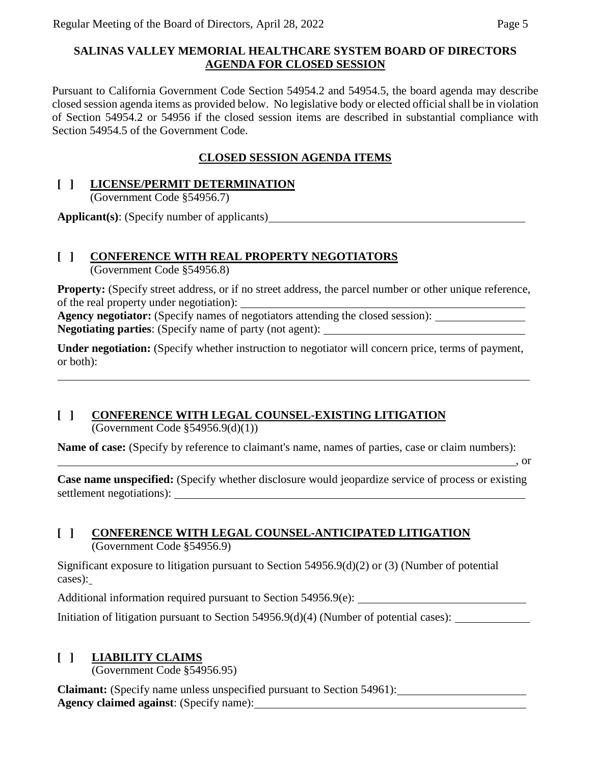## SALINAS VALLEY MEMORIAL HEALTHCARE SYSTEM BOARD OF DIRECTORS
## AGENDA FOR CLOSED SESSION

Pursuant to California Government Code Section 54954.2 and 54954.5, the board agenda may describe closed session agenda items as provided below. No legislative body or elected official shall be in violation of Section 54954.2 or 54956 if the closed session items are described in substantial compliance with Section 54954.5 of the Government Code.

### CLOSED SESSION AGENDA ITEMS

**[ ] LICENSE/PERMIT DETERMINATION**
(Government Code §54956.7)

**Applicant(s)**: (Specify number of applicants) ____________________

**[ ] CONFERENCE WITH REAL PROPERTY NEGOTIATORS**
(Government Code §54956.8)

**Property:** (Specify street address, or if no street address, the parcel number or other unique reference, of the real property under negotiation): ____________________
**Agency negotiator:** (Specify names of negotiators attending the closed session): ____________________
**Negotiating parties**: (Specify name of party (not agent): ____________________

**Under negotiation:** (Specify whether instruction to negotiator will concern price, terms of payment, or both):
____________________

**[ ] CONFERENCE WITH LEGAL COUNSEL-EXISTING LITIGATION**
(Government Code §54956.9(d)(1))

**Name of case:** (Specify by reference to claimant's name, names of parties, case or claim numbers):
____________________, or

**Case name unspecified:** (Specify whether disclosure would jeopardize service of process or existing settlement negotiations): ____________________

**[ ] CONFERENCE WITH LEGAL COUNSEL-ANTICIPATED LITIGATION**
(Government Code §54956.9)

Significant exposure to litigation pursuant to Section 54956.9(d)(2) or (3) (Number of potential cases): ____

Additional information required pursuant to Section 54956.9(e): ____________________

Initiation of litigation pursuant to Section 54956.9(d)(4) (Number of potential cases): ____________

**[ ] LIABILITY CLAIMS**
(Government Code §54956.95)

**Claimant:** (Specify name unless unspecified pursuant to Section 54961): ____________________
**Agency claimed against**: (Specify name): ____________________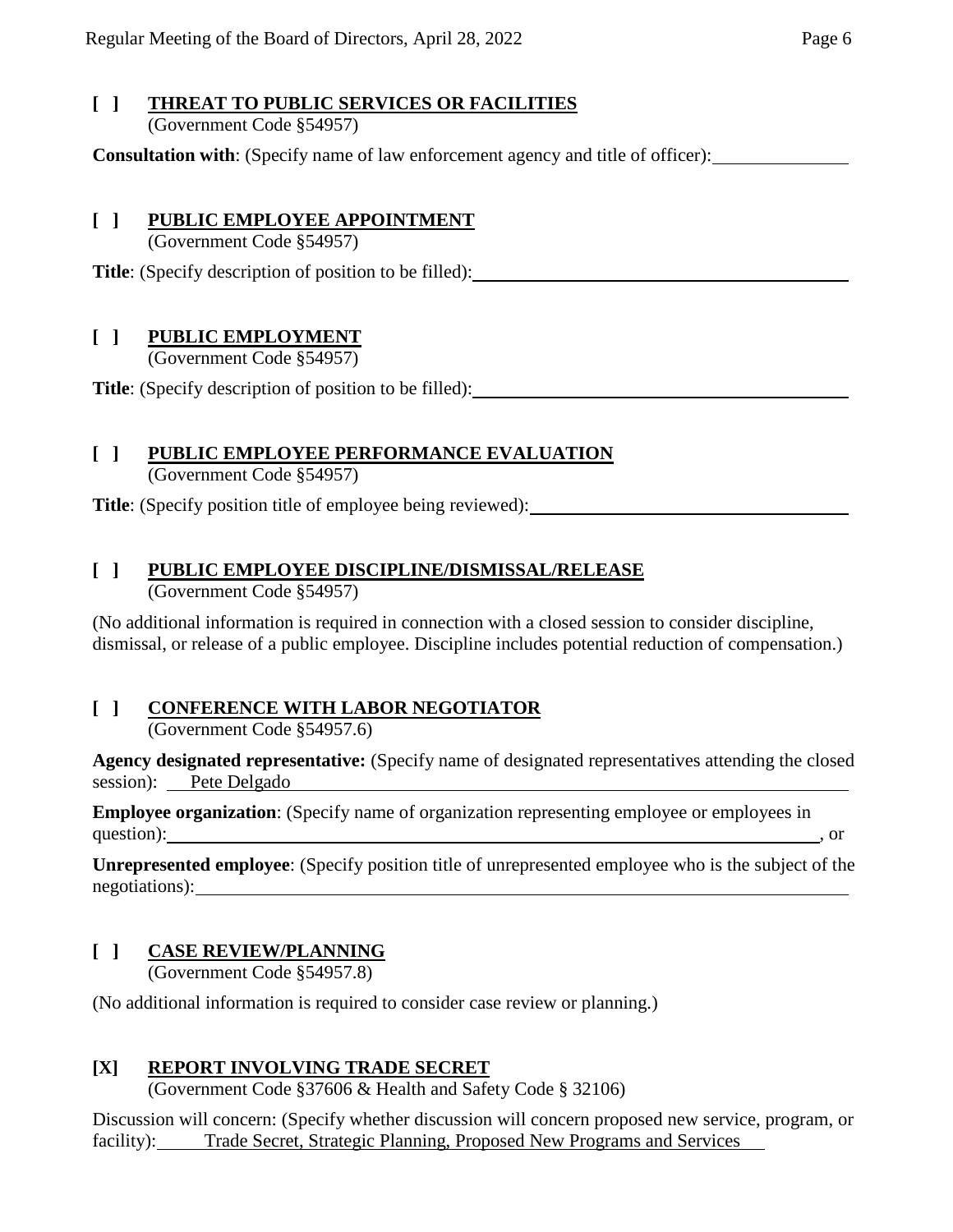**[ ] THREAT TO PUBLIC SERVICES OR FACILITIES**
(Government Code §54957)

**Consultation with**: (Specify name of law enforcement agency and title of officer): \_\_\_\_\_\_\_\_\_\_\_\_\_\_

**[ ] PUBLIC EMPLOYEE APPOINTMENT**
(Government Code §54957)

**Title**: (Specify description of position to be filled): \_\_\_\_\_\_\_\_\_\_\_\_\_\_

**[ ] PUBLIC EMPLOYMENT**
(Government Code §54957)

**Title**: (Specify description of position to be filled): \_\_\_\_\_\_\_\_\_\_\_\_\_\_

**[ ] PUBLIC EMPLOYEE PERFORMANCE EVALUATION**
(Government Code §54957)

**Title**: (Specify position title of employee being reviewed): \_\_\_\_\_\_\_\_\_\_\_\_\_\_

**[ ] PUBLIC EMPLOYEE DISCIPLINE/DISMISSAL/RELEASE**
(Government Code §54957)

(No additional information is required in connection with a closed session to consider discipline, dismissal, or release of a public employee. Discipline includes potential reduction of compensation.)

**[ ] CONFERENCE WITH LABOR NEGOTIATOR**
(Government Code §54957.6)

**Agency designated representative:** (Specify name of designated representatives attending the closed session): Pete Delgado

**Employee organization**: (Specify name of organization representing employee or employees in question): \_\_\_\_\_\_\_\_\_\_\_\_\_\_, or

**Unrepresented employee**: (Specify position title of unrepresented employee who is the subject of the negotiations): \_\_\_\_\_\_\_\_\_\_\_\_\_\_

**[ ] CASE REVIEW/PLANNING**
(Government Code §54957.8)

(No additional information is required to consider case review or planning.)

**[X] REPORT INVOLVING TRADE SECRET**
(Government Code §37606 & Health and Safety Code § 32106)

Discussion will concern: (Specify whether discussion will concern proposed new service, program, or facility): Trade Secret, Strategic Planning, Proposed New Programs and Services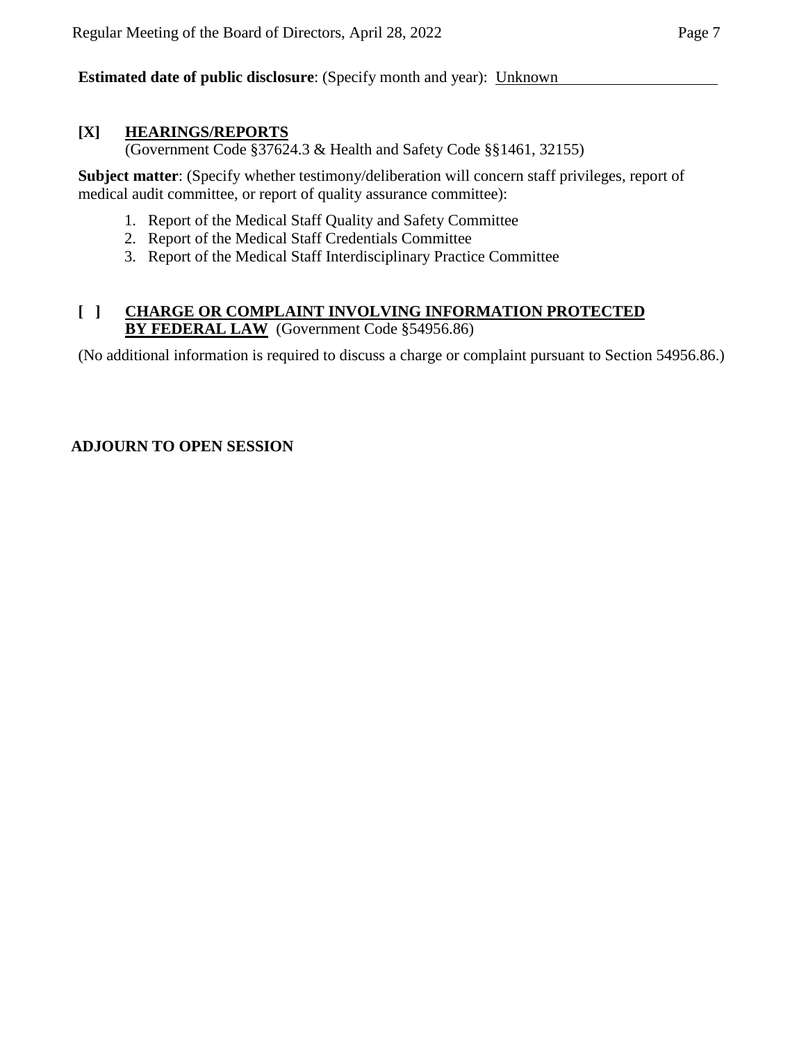**Estimated date of public disclosure**: (Specify month and year): Unknown

**[X] HEARINGS/REPORTS**
(Government Code §37624.3 & Health and Safety Code §§1461, 32155)

**Subject matter**: (Specify whether testimony/deliberation will concern staff privileges, report of medical audit committee, or report of quality assurance committee):

1. Report of the Medical Staff Quality and Safety Committee
2. Report of the Medical Staff Credentials Committee
3. Report of the Medical Staff Interdisciplinary Practice Committee

**[ ] CHARGE OR COMPLAINT INVOLVING INFORMATION PROTECTED BY FEDERAL LAW** (Government Code §54956.86)

(No additional information is required to discuss a charge or complaint pursuant to Section 54956.86.)

**ADJOURN TO OPEN SESSION**